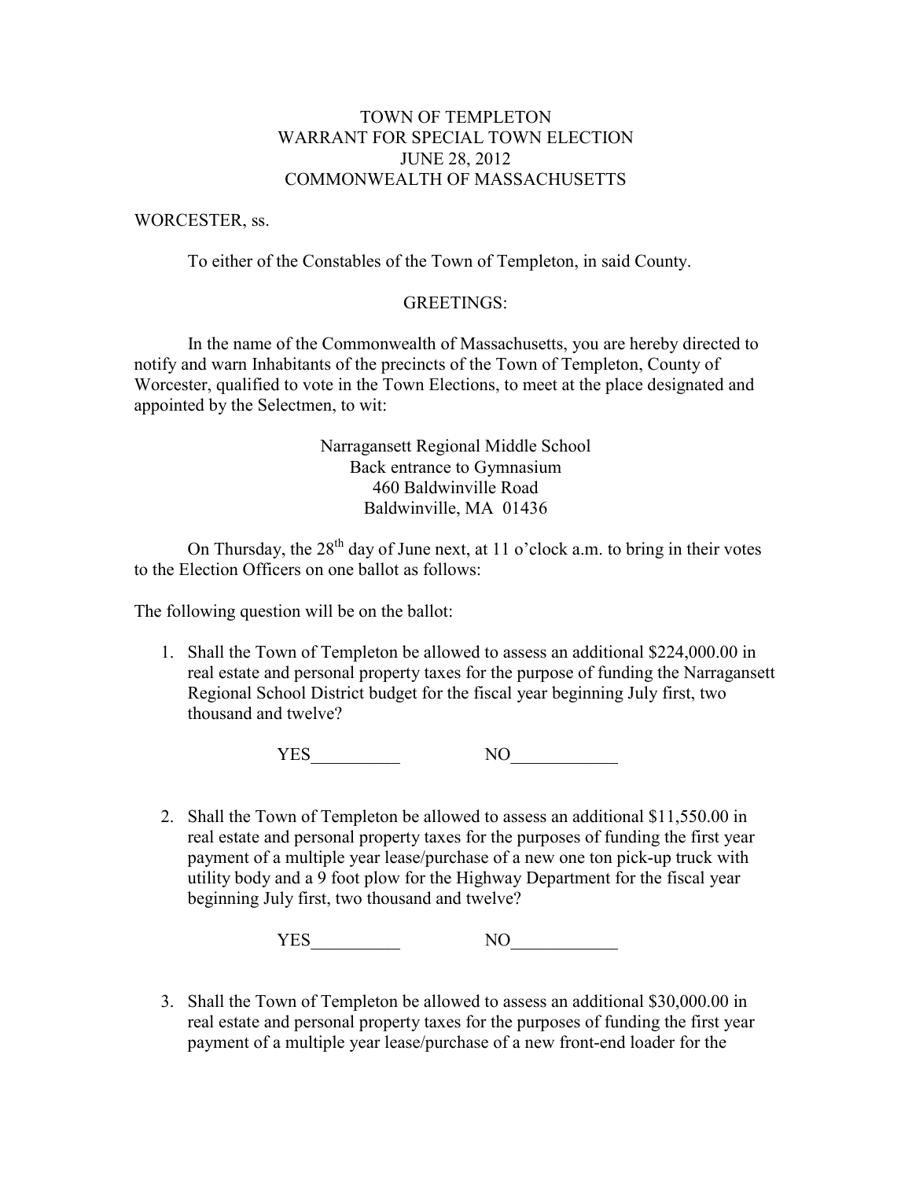# TOWN OF TEMPLETON
## WARRANT FOR SPECIAL TOWN ELECTION
## JUNE 28, 2012
## COMMONWEALTH OF MASSACHUSETTS

WORCESTER, ss.

To either of the Constables of the Town of Templeton, in said County.

GREETINGS:

In the name of the Commonwealth of Massachusetts, you are hereby directed to notify and warn Inhabitants of the precincts of the Town of Templeton, County of Worcester, qualified to vote in the Town Elections, to meet at the place designated and appointed by the Selectmen, to wit:

Narragansett Regional Middle School
Back entrance to Gymnasium
460 Baldwinville Road
Baldwinville, MA 01436

On Thursday, the 28th day of June next, at 11 o'clock a.m. to bring in their votes to the Election Officers on one ballot as follows:

The following question will be on the ballot:

1. Shall the Town of Templeton be allowed to assess an additional $224,000.00 in real estate and personal property taxes for the purpose of funding the Narragansett Regional School District budget for the fiscal year beginning July first, two thousand and twelve?

   YES__________ NO____________

2. Shall the Town of Templeton be allowed to assess an additional $11,550.00 in real estate and personal property taxes for the purposes of funding the first year payment of a multiple year lease/purchase of a new one ton pick-up truck with utility body and a 9 foot plow for the Highway Department for the fiscal year beginning July first, two thousand and twelve?

   YES__________ NO____________

3. Shall the Town of Templeton be allowed to assess an additional $30,000.00 in real estate and personal property taxes for the purposes of funding the first year payment of a multiple year lease/purchase of a new front-end loader for the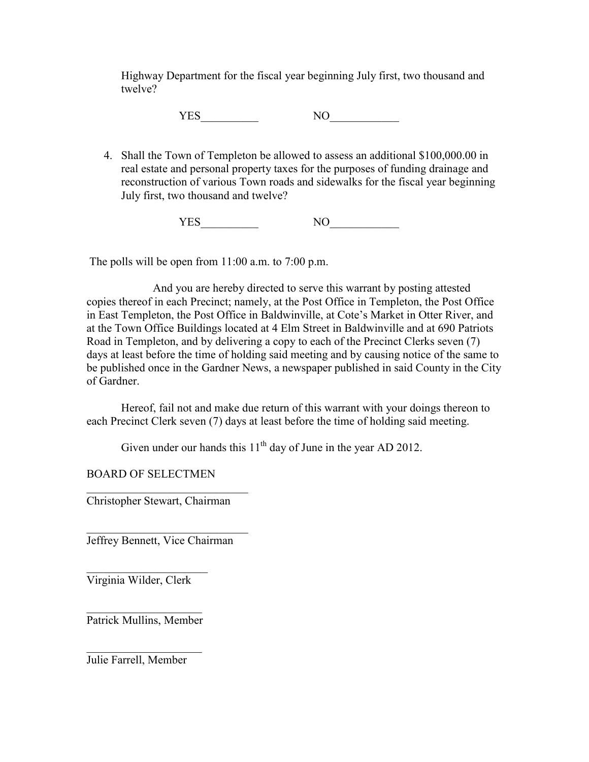Highway Department for the fiscal year beginning July first, two thousand and twelve?

YES__________ NO____________

4. Shall the Town of Templeton be allowed to assess an additional $100,000.00 in real estate and personal property taxes for the purposes of funding drainage and reconstruction of various Town roads and sidewalks for the fiscal year beginning July first, two thousand and twelve?

   YES__________ NO____________

The polls will be open from 11:00 a.m. to 7:00 p.m.

And you are hereby directed to serve this warrant by posting attested copies thereof in each Precinct; namely, at the Post Office in Templeton, the Post Office in East Templeton, the Post Office in Baldwinville, at Cote's Market in Otter River, and at the Town Office Buildings located at 4 Elm Street in Baldwinville and at 690 Patriots Road in Templeton, and by delivering a copy to each of the Precinct Clerks seven (7) days at least before the time of holding said meeting and by causing notice of the same to be published once in the Gardner News, a newspaper published in said County in the City of Gardner.

Hereof, fail not and make due return of this warrant with your doings thereon to each Precinct Clerk seven (7) days at least before the time of holding said meeting.

Given under our hands this 11th day of June in the year AD 2012.

BOARD OF SELECTMEN

______________________________
Christopher Stewart, Chairman

______________________________
Jeffrey Bennett, Vice Chairman

______________________
Virginia Wilder, Clerk

_____________________
Patrick Mullins, Member

_____________________
Julie Farrell, Member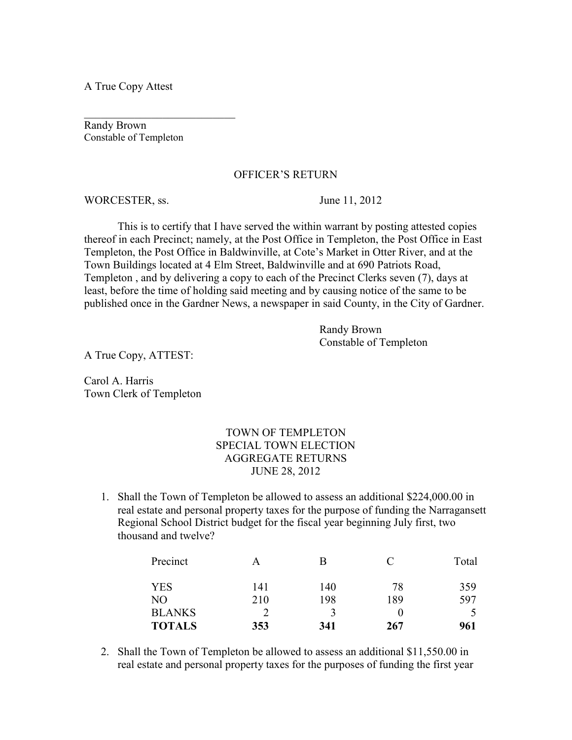A True Copy Attest

\_\_\_\_\_\_\_\_\_\_\_\_\_\_\_\_\_\_\_\_\_\_\_\_\_\_\_\_

Randy Brown
Constable of Templeton

OFFICER'S RETURN

WORCESTER, ss. June 11, 2012

This is to certify that I have served the within warrant by posting attested copies thereof in each Precinct; namely, at the Post Office in Templeton, the Post Office in East Templeton, the Post Office in Baldwinville, at Cote's Market in Otter River, and at the Town Buildings located at 4 Elm Street, Baldwinville and at 690 Patriots Road, Templeton , and by delivering a copy to each of the Precinct Clerks seven (7), days at least, before the time of holding said meeting and by causing notice of the same to be published once in the Gardner News, a newspaper in said County, in the City of Gardner.

Randy Brown
Constable of Templeton

A True Copy, ATTEST:

Carol A. Harris
Town Clerk of Templeton

TOWN OF TEMPLETON
SPECIAL TOWN ELECTION
AGGREGATE RETURNS
JUNE 28, 2012

1. Shall the Town of Templeton be allowed to assess an additional $224,000.00 in real estate and personal property taxes for the purpose of funding the Narragansett Regional School District budget for the fiscal year beginning July first, two thousand and twelve?

| Precinct | A | B | C | Total |
|---|---|---|---|---|
| YES | 141 | 140 | 78 | 359 |
| NO | 210 | 198 | 189 | 597 |
| BLANKS | 2 | 3 | 0 | 5 |
| **TOTALS** | **353** | **341** | **267** | **961** |

2. Shall the Town of Templeton be allowed to assess an additional $11,550.00 in real estate and personal property taxes for the purposes of funding the first year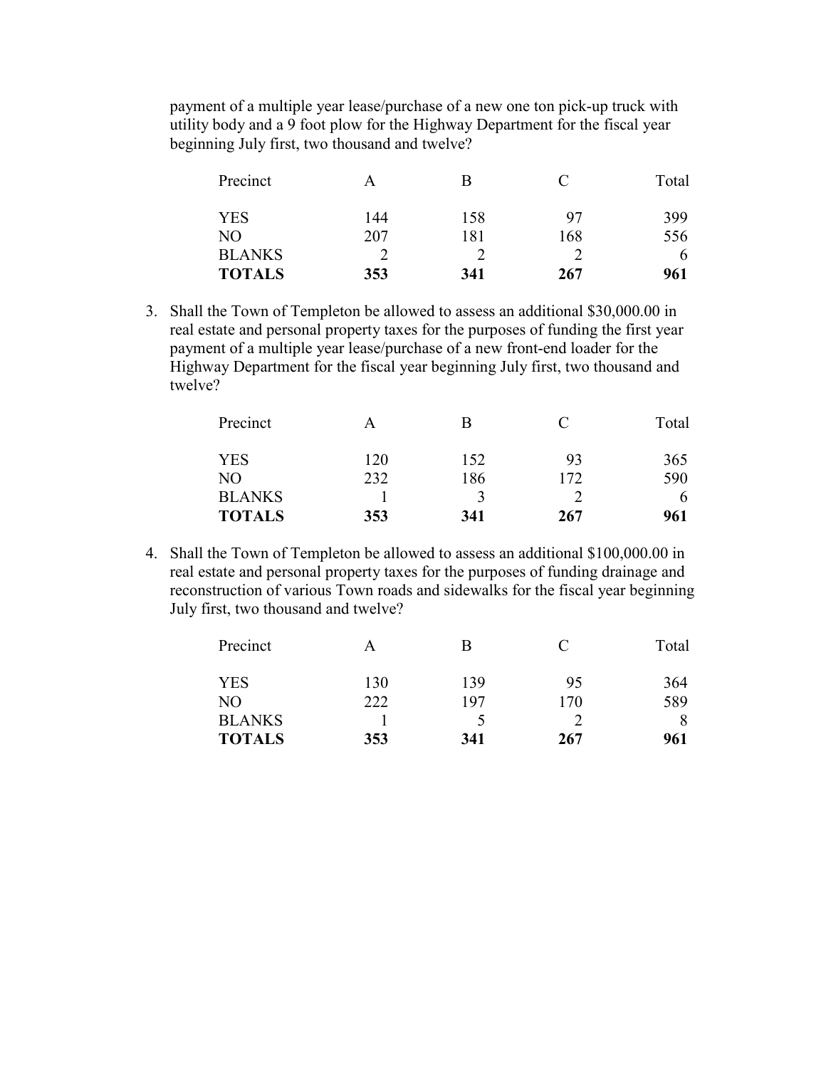payment of a multiple year lease/purchase of a new one ton pick-up truck with utility body and a 9 foot plow for the Highway Department for the fiscal year beginning July first, two thousand and twelve?

| Precinct | A | B | C | Total |
|---|---|---|---|---|
| YES | 144 | 158 | 97 | 399 |
| NO | 207 | 181 | 168 | 556 |
| BLANKS | 2 | 2 | 2 | 6 |
| **TOTALS** | **353** | **341** | **267** | **961** |

3. Shall the Town of Templeton be allowed to assess an additional $30,000.00 in real estate and personal property taxes for the purposes of funding the first year payment of a multiple year lease/purchase of a new front-end loader for the Highway Department for the fiscal year beginning July first, two thousand and twelve?

| Precinct | A | B | C | Total |
|---|---|---|---|---|
| YES | 120 | 152 | 93 | 365 |
| NO | 232 | 186 | 172 | 590 |
| BLANKS | 1 | 3 | 2 | 6 |
| **TOTALS** | **353** | **341** | **267** | **961** |

4. Shall the Town of Templeton be allowed to assess an additional $100,000.00 in real estate and personal property taxes for the purposes of funding drainage and reconstruction of various Town roads and sidewalks for the fiscal year beginning July first, two thousand and twelve?

| Precinct | A | B | C | Total |
|---|---|---|---|---|
| YES | 130 | 139 | 95 | 364 |
| NO | 222 | 197 | 170 | 589 |
| BLANKS | 1 | 5 | 2 | 8 |
| **TOTALS** | **353** | **341** | **267** | **961** |